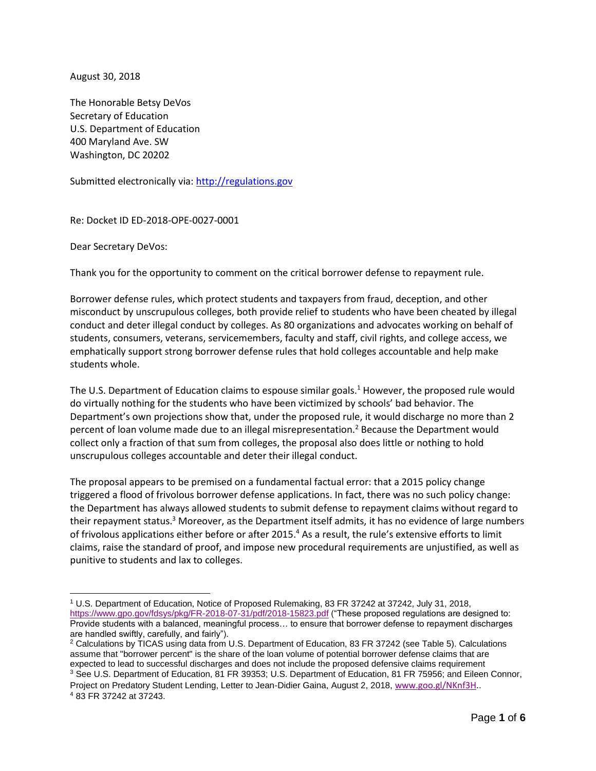August 30, 2018

The Honorable Betsy DeVos
Secretary of Education
U.S. Department of Education
400 Maryland Ave. SW
Washington, DC 20202

Submitted electronically via: http://regulations.gov

Re: Docket ID ED-2018-OPE-0027-0001

Dear Secretary DeVos:

Thank you for the opportunity to comment on the critical borrower defense to repayment rule.

Borrower defense rules, which protect students and taxpayers from fraud, deception, and other misconduct by unscrupulous colleges, both provide relief to students who have been cheated by illegal conduct and deter illegal conduct by colleges. As 80 organizations and advocates working on behalf of students, consumers, veterans, servicemembers, faculty and staff, civil rights, and college access, we emphatically support strong borrower defense rules that hold colleges accountable and help make students whole.

The U.S. Department of Education claims to espouse similar goals.[1] However, the proposed rule would do virtually nothing for the students who have been victimized by schools' bad behavior. The Department's own projections show that, under the proposed rule, it would discharge no more than 2 percent of loan volume made due to an illegal misrepresentation.[2] Because the Department would collect only a fraction of that sum from colleges, the proposal also does little or nothing to hold unscrupulous colleges accountable and deter their illegal conduct.

The proposal appears to be premised on a fundamental factual error: that a 2015 policy change triggered a flood of frivolous borrower defense applications. In fact, there was no such policy change: the Department has always allowed students to submit defense to repayment claims without regard to their repayment status.[3] Moreover, as the Department itself admits, it has no evidence of large numbers of frivolous applications either before or after 2015.[4] As a result, the rule's extensive efforts to limit claims, raise the standard of proof, and impose new procedural requirements are unjustified, as well as punitive to students and lax to colleges.

---

[1] U.S. Department of Education, Notice of Proposed Rulemaking, 83 FR 37242 at 37242, July 31, 2018, https://www.gpo.gov/fdsys/pkg/FR-2018-07-31/pdf/2018-15823.pdf ("These proposed regulations are designed to: Provide students with a balanced, meaningful process… to ensure that borrower defense to repayment discharges are handled swiftly, carefully, and fairly").

[2] Calculations by TICAS using data from U.S. Department of Education, 83 FR 37242 (see Table 5). Calculations assume that "borrower percent" is the share of the loan volume of potential borrower defense claims that are expected to lead to successful discharges and does not include the proposed defensive claims requirement

[3] See U.S. Department of Education, 81 FR 39353; U.S. Department of Education, 81 FR 75956; and Eileen Connor, Project on Predatory Student Lending, Letter to Jean-Didier Gaina, August 2, 2018, www.goo.gl/NKnf3H..

[4] 83 FR 37242 at 37243.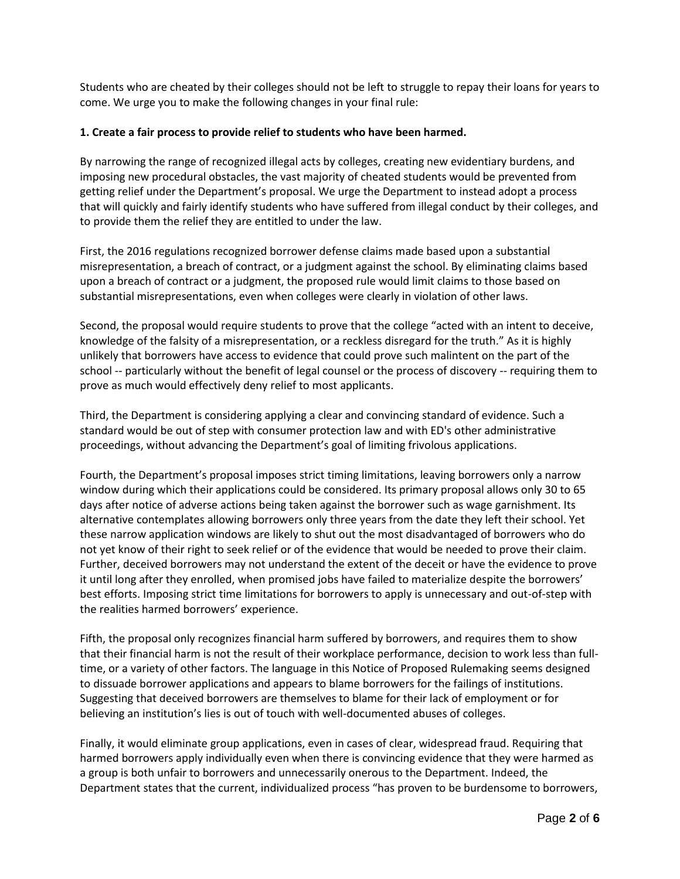Students who are cheated by their colleges should not be left to struggle to repay their loans for years to come. We urge you to make the following changes in your final rule:

**1. Create a fair process to provide relief to students who have been harmed.**

By narrowing the range of recognized illegal acts by colleges, creating new evidentiary burdens, and imposing new procedural obstacles, the vast majority of cheated students would be prevented from getting relief under the Department's proposal. We urge the Department to instead adopt a process that will quickly and fairly identify students who have suffered from illegal conduct by their colleges, and to provide them the relief they are entitled to under the law.

First, the 2016 regulations recognized borrower defense claims made based upon a substantial misrepresentation, a breach of contract, or a judgment against the school. By eliminating claims based upon a breach of contract or a judgment, the proposed rule would limit claims to those based on substantial misrepresentations, even when colleges were clearly in violation of other laws.

Second, the proposal would require students to prove that the college "acted with an intent to deceive, knowledge of the falsity of a misrepresentation, or a reckless disregard for the truth." As it is highly unlikely that borrowers have access to evidence that could prove such malintent on the part of the school -- particularly without the benefit of legal counsel or the process of discovery -- requiring them to prove as much would effectively deny relief to most applicants.

Third, the Department is considering applying a clear and convincing standard of evidence. Such a standard would be out of step with consumer protection law and with ED's other administrative proceedings, without advancing the Department's goal of limiting frivolous applications.

Fourth, the Department's proposal imposes strict timing limitations, leaving borrowers only a narrow window during which their applications could be considered. Its primary proposal allows only 30 to 65 days after notice of adverse actions being taken against the borrower such as wage garnishment. Its alternative contemplates allowing borrowers only three years from the date they left their school. Yet these narrow application windows are likely to shut out the most disadvantaged of borrowers who do not yet know of their right to seek relief or of the evidence that would be needed to prove their claim. Further, deceived borrowers may not understand the extent of the deceit or have the evidence to prove it until long after they enrolled, when promised jobs have failed to materialize despite the borrowers' best efforts. Imposing strict time limitations for borrowers to apply is unnecessary and out-of-step with the realities harmed borrowers' experience.

Fifth, the proposal only recognizes financial harm suffered by borrowers, and requires them to show that their financial harm is not the result of their workplace performance, decision to work less than full-time, or a variety of other factors. The language in this Notice of Proposed Rulemaking seems designed to dissuade borrower applications and appears to blame borrowers for the failings of institutions. Suggesting that deceived borrowers are themselves to blame for their lack of employment or for believing an institution's lies is out of touch with well-documented abuses of colleges.

Finally, it would eliminate group applications, even in cases of clear, widespread fraud. Requiring that harmed borrowers apply individually even when there is convincing evidence that they were harmed as a group is both unfair to borrowers and unnecessarily onerous to the Department. Indeed, the Department states that the current, individualized process "has proven to be burdensome to borrowers,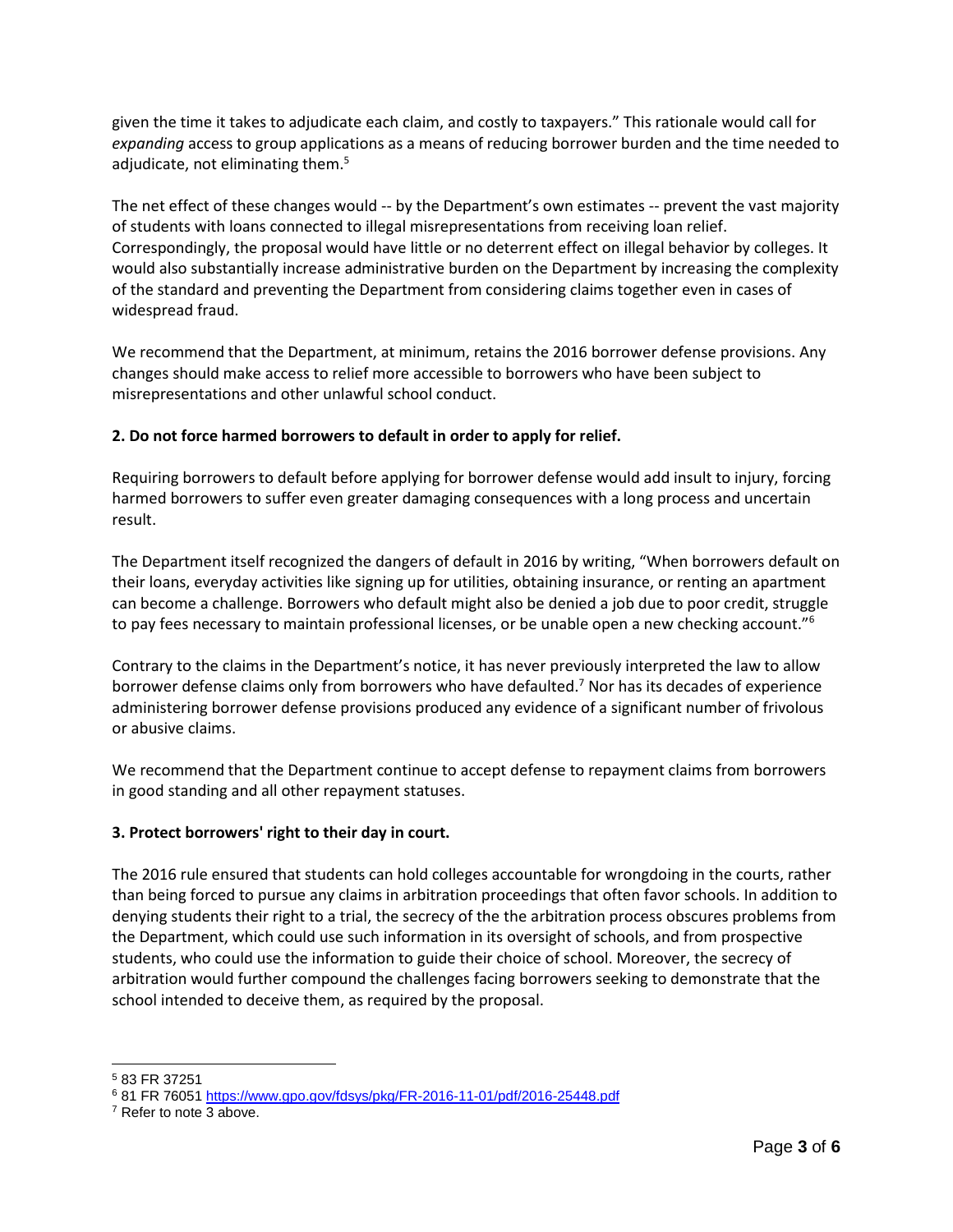given the time it takes to adjudicate each claim, and costly to taxpayers." This rationale would call for *expanding* access to group applications as a means of reducing borrower burden and the time needed to adjudicate, not eliminating them.[5]

The net effect of these changes would -- by the Department's own estimates -- prevent the vast majority of students with loans connected to illegal misrepresentations from receiving loan relief. Correspondingly, the proposal would have little or no deterrent effect on illegal behavior by colleges. It would also substantially increase administrative burden on the Department by increasing the complexity of the standard and preventing the Department from considering claims together even in cases of widespread fraud.

We recommend that the Department, at minimum, retains the 2016 borrower defense provisions. Any changes should make access to relief more accessible to borrowers who have been subject to misrepresentations and other unlawful school conduct.

**2. Do not force harmed borrowers to default in order to apply for relief.**

Requiring borrowers to default before applying for borrower defense would add insult to injury, forcing harmed borrowers to suffer even greater damaging consequences with a long process and uncertain result.

The Department itself recognized the dangers of default in 2016 by writing, "When borrowers default on their loans, everyday activities like signing up for utilities, obtaining insurance, or renting an apartment can become a challenge. Borrowers who default might also be denied a job due to poor credit, struggle to pay fees necessary to maintain professional licenses, or be unable open a new checking account."[6]

Contrary to the claims in the Department's notice, it has never previously interpreted the law to allow borrower defense claims only from borrowers who have defaulted.[7] Nor has its decades of experience administering borrower defense provisions produced any evidence of a significant number of frivolous or abusive claims.

We recommend that the Department continue to accept defense to repayment claims from borrowers in good standing and all other repayment statuses.

**3. Protect borrowers' right to their day in court.**

The 2016 rule ensured that students can hold colleges accountable for wrongdoing in the courts, rather than being forced to pursue any claims in arbitration proceedings that often favor schools. In addition to denying students their right to a trial, the secrecy of the the arbitration process obscures problems from the Department, which could use such information in its oversight of schools, and from prospective students, who could use the information to guide their choice of school. Moreover, the secrecy of arbitration would further compound the challenges facing borrowers seeking to demonstrate that the school intended to deceive them, as required by the proposal.

---

[5] 83 FR 37251

[6] 81 FR 76051 https://www.gpo.gov/fdsys/pkg/FR-2016-11-01/pdf/2016-25448.pdf

[7] Refer to note 3 above.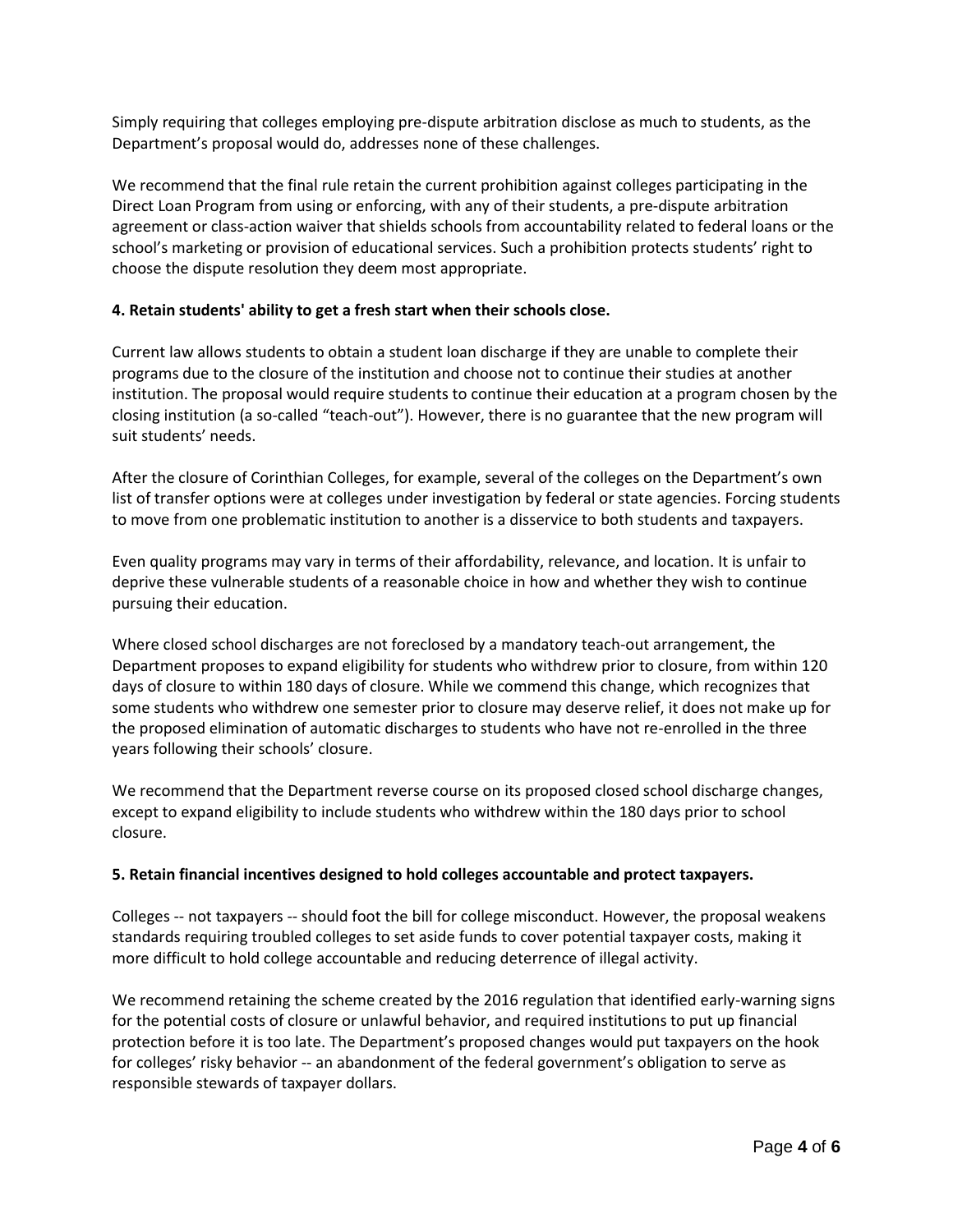Simply requiring that colleges employing pre-dispute arbitration disclose as much to students, as the Department's proposal would do, addresses none of these challenges.

We recommend that the final rule retain the current prohibition against colleges participating in the Direct Loan Program from using or enforcing, with any of their students, a pre-dispute arbitration agreement or class-action waiver that shields schools from accountability related to federal loans or the school's marketing or provision of educational services. Such a prohibition protects students' right to choose the dispute resolution they deem most appropriate.

**4. Retain students' ability to get a fresh start when their schools close.**

Current law allows students to obtain a student loan discharge if they are unable to complete their programs due to the closure of the institution and choose not to continue their studies at another institution. The proposal would require students to continue their education at a program chosen by the closing institution (a so-called "teach-out"). However, there is no guarantee that the new program will suit students' needs.

After the closure of Corinthian Colleges, for example, several of the colleges on the Department's own list of transfer options were at colleges under investigation by federal or state agencies. Forcing students to move from one problematic institution to another is a disservice to both students and taxpayers.

Even quality programs may vary in terms of their affordability, relevance, and location. It is unfair to deprive these vulnerable students of a reasonable choice in how and whether they wish to continue pursuing their education.

Where closed school discharges are not foreclosed by a mandatory teach-out arrangement, the Department proposes to expand eligibility for students who withdrew prior to closure, from within 120 days of closure to within 180 days of closure. While we commend this change, which recognizes that some students who withdrew one semester prior to closure may deserve relief, it does not make up for the proposed elimination of automatic discharges to students who have not re-enrolled in the three years following their schools' closure.

We recommend that the Department reverse course on its proposed closed school discharge changes, except to expand eligibility to include students who withdrew within the 180 days prior to school closure.

**5. Retain financial incentives designed to hold colleges accountable and protect taxpayers.**

Colleges -- not taxpayers -- should foot the bill for college misconduct. However, the proposal weakens standards requiring troubled colleges to set aside funds to cover potential taxpayer costs, making it more difficult to hold college accountable and reducing deterrence of illegal activity.

We recommend retaining the scheme created by the 2016 regulation that identified early-warning signs for the potential costs of closure or unlawful behavior, and required institutions to put up financial protection before it is too late. The Department's proposed changes would put taxpayers on the hook for colleges' risky behavior -- an abandonment of the federal government's obligation to serve as responsible stewards of taxpayer dollars.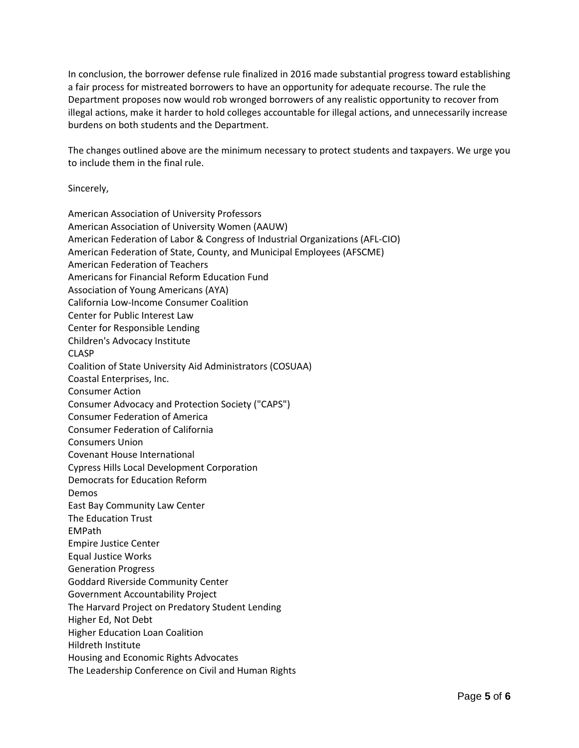In conclusion, the borrower defense rule finalized in 2016 made substantial progress toward establishing a fair process for mistreated borrowers to have an opportunity for adequate recourse. The rule the Department proposes now would rob wronged borrowers of any realistic opportunity to recover from illegal actions, make it harder to hold colleges accountable for illegal actions, and unnecessarily increase burdens on both students and the Department.

The changes outlined above are the minimum necessary to protect students and taxpayers. We urge you to include them in the final rule.

Sincerely,

American Association of University Professors
American Association of University Women (AAUW)
American Federation of Labor & Congress of Industrial Organizations (AFL-CIO)
American Federation of State, County, and Municipal Employees (AFSCME)
American Federation of Teachers
Americans for Financial Reform Education Fund
Association of Young Americans (AYA)
California Low-Income Consumer Coalition
Center for Public Interest Law
Center for Responsible Lending
Children's Advocacy Institute
CLASP
Coalition of State University Aid Administrators (COSUAA)
Coastal Enterprises, Inc.
Consumer Action
Consumer Advocacy and Protection Society ("CAPS")
Consumer Federation of America
Consumer Federation of California
Consumers Union
Covenant House International
Cypress Hills Local Development Corporation
Democrats for Education Reform
Demos
East Bay Community Law Center
The Education Trust
EMPath
Empire Justice Center
Equal Justice Works
Generation Progress
Goddard Riverside Community Center
Government Accountability Project
The Harvard Project on Predatory Student Lending
Higher Ed, Not Debt
Higher Education Loan Coalition
Hildreth Institute
Housing and Economic Rights Advocates
The Leadership Conference on Civil and Human Rights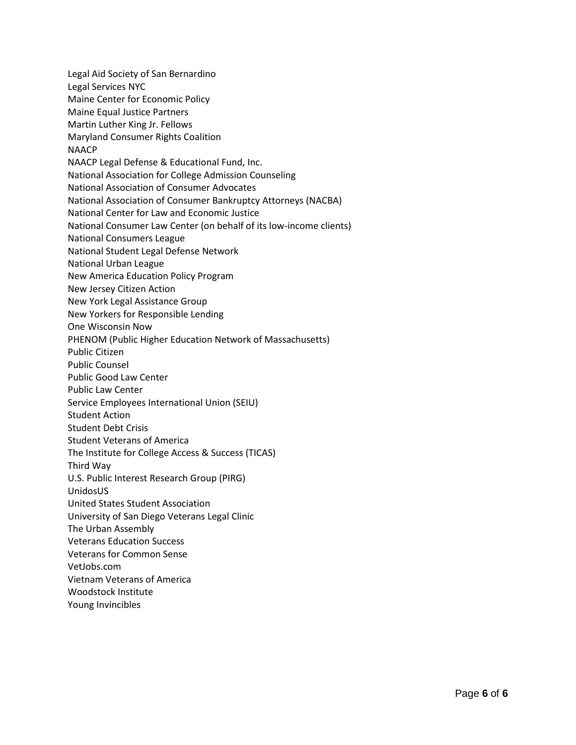Legal Aid Society of San Bernardino
Legal Services NYC
Maine Center for Economic Policy
Maine Equal Justice Partners
Martin Luther King Jr. Fellows
Maryland Consumer Rights Coalition
NAACP
NAACP Legal Defense & Educational Fund, Inc.
National Association for College Admission Counseling
National Association of Consumer Advocates
National Association of Consumer Bankruptcy Attorneys (NACBA)
National Center for Law and Economic Justice
National Consumer Law Center (on behalf of its low-income clients)
National Consumers League
National Student Legal Defense Network
National Urban League
New America Education Policy Program
New Jersey Citizen Action
New York Legal Assistance Group
New Yorkers for Responsible Lending
One Wisconsin Now
PHENOM (Public Higher Education Network of Massachusetts)
Public Citizen
Public Counsel
Public Good Law Center
Public Law Center
Service Employees International Union (SEIU)
Student Action
Student Debt Crisis
Student Veterans of America
The Institute for College Access & Success (TICAS)
Third Way
U.S. Public Interest Research Group (PIRG)
UnidosUS
United States Student Association
University of San Diego Veterans Legal Clinic
The Urban Assembly
Veterans Education Success
Veterans for Common Sense
VetJobs.com
Vietnam Veterans of America
Woodstock Institute
Young Invincibles